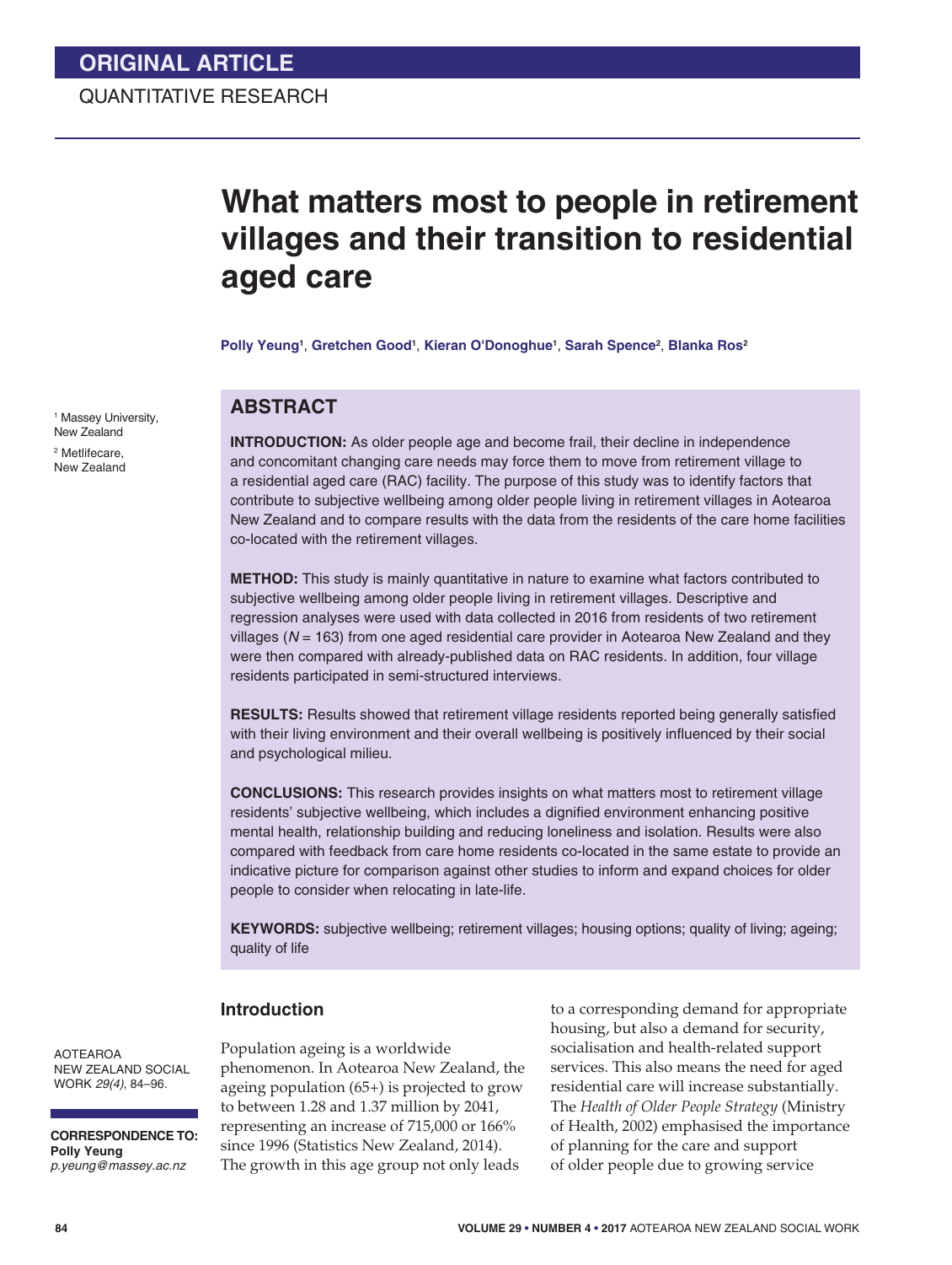ORIGINAL ARTICLE

QUANTITATIVE RESEARCH

# What matters most to people in retirement villages and their transition to residential aged care

**Polly Yeung[1], Gretchen Good[1], Kieran O'Donoghue[1], Sarah Spence[2], Blanka Ros[2]**

[1] Massey University, New Zealand

[2] Metlifecare, New Zealand

## ABSTRACT

**INTRODUCTION:** As older people age and become frail, their decline in independence and concomitant changing care needs may force them to move from retirement village to a residential aged care (RAC) facility. The purpose of this study was to identify factors that contribute to subjective wellbeing among older people living in retirement villages in Aotearoa New Zealand and to compare results with the data from the residents of the care home facilities co-located with the retirement villages.

**METHOD:** This study is mainly quantitative in nature to examine what factors contributed to subjective wellbeing among older people living in retirement villages. Descriptive and regression analyses were used with data collected in 2016 from residents of two retirement villages ($N$ = 163) from one aged residential care provider in Aotearoa New Zealand and they were then compared with already-published data on RAC residents. In addition, four village residents participated in semi-structured interviews.

**RESULTS:** Results showed that retirement village residents reported being generally satisfied with their living environment and their overall wellbeing is positively influenced by their social and psychological milieu.

**CONCLUSIONS:** This research provides insights on what matters most to retirement village residents' subjective wellbeing, which includes a dignified environment enhancing positive mental health, relationship building and reducing loneliness and isolation. Results were also compared with feedback from care home residents co-located in the same estate to provide an indicative picture for comparison against other studies to inform and expand choices for older people to consider when relocating in late-life.

**KEYWORDS:** subjective wellbeing; retirement villages; housing options; quality of living; ageing; quality of life

AOTEAROA NEW ZEALAND SOCIAL WORK *29(4)*, 84–96.

**CORRESPONDENCE TO:**
**Polly Yeung**
*p.yeung@massey.ac.nz*

## Introduction

Population ageing is a worldwide phenomenon. In Aotearoa New Zealand, the ageing population (65+) is projected to grow to between 1.28 and 1.37 million by 2041, representing an increase of 715,000 or 166% since 1996 (Statistics New Zealand, 2014). The growth in this age group not only leads to a corresponding demand for appropriate housing, but also a demand for security, socialisation and health-related support services. This also means the need for aged residential care will increase substantially. The *Health of Older People Strategy* (Ministry of Health, 2002) emphasised the importance of planning for the care and support of older people due to growing service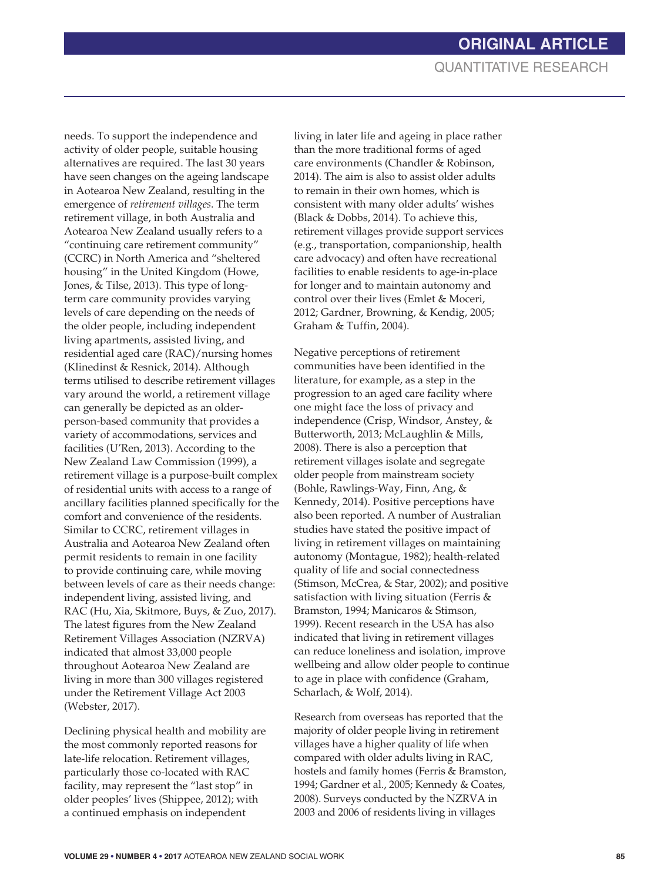needs. To support the independence and activity of older people, suitable housing alternatives are required. The last 30 years have seen changes on the ageing landscape in Aotearoa New Zealand, resulting in the emergence of *retirement villages*. The term retirement village, in both Australia and Aotearoa New Zealand usually refers to a "continuing care retirement community" (CCRC) in North America and "sheltered housing" in the United Kingdom (Howe, Jones, & Tilse, 2013). This type of long-term care community provides varying levels of care depending on the needs of the older people, including independent living apartments, assisted living, and residential aged care (RAC)/nursing homes (Klinedinst & Resnick, 2014). Although terms utilised to describe retirement villages vary around the world, a retirement village can generally be depicted as an older-person-based community that provides a variety of accommodations, services and facilities (U'Ren, 2013). According to the New Zealand Law Commission (1999), a retirement village is a purpose-built complex of residential units with access to a range of ancillary facilities planned specifically for the comfort and convenience of the residents. Similar to CCRC, retirement villages in Australia and Aotearoa New Zealand often permit residents to remain in one facility to provide continuing care, while moving between levels of care as their needs change: independent living, assisted living, and RAC (Hu, Xia, Skitmore, Buys, & Zuo, 2017). The latest figures from the New Zealand Retirement Villages Association (NZRVA) indicated that almost 33,000 people throughout Aotearoa New Zealand are living in more than 300 villages registered under the Retirement Village Act 2003 (Webster, 2017).

Declining physical health and mobility are the most commonly reported reasons for late-life relocation. Retirement villages, particularly those co-located with RAC facility, may represent the "last stop" in older peoples' lives (Shippee, 2012); with a continued emphasis on independent living in later life and ageing in place rather than the more traditional forms of aged care environments (Chandler & Robinson, 2014). The aim is also to assist older adults to remain in their own homes, which is consistent with many older adults' wishes (Black & Dobbs, 2014). To achieve this, retirement villages provide support services (e.g., transportation, companionship, health care advocacy) and often have recreational facilities to enable residents to age-in-place for longer and to maintain autonomy and control over their lives (Emlet & Moceri, 2012; Gardner, Browning, & Kendig, 2005; Graham & Tuffin, 2004).

Negative perceptions of retirement communities have been identified in the literature, for example, as a step in the progression to an aged care facility where one might face the loss of privacy and independence (Crisp, Windsor, Anstey, & Butterworth, 2013; McLaughlin & Mills, 2008). There is also a perception that retirement villages isolate and segregate older people from mainstream society (Bohle, Rawlings-Way, Finn, Ang, & Kennedy, 2014). Positive perceptions have also been reported. A number of Australian studies have stated the positive impact of living in retirement villages on maintaining autonomy (Montague, 1982); health-related quality of life and social connectedness (Stimson, McCrea, & Star, 2002); and positive satisfaction with living situation (Ferris & Bramston, 1994; Manicaros & Stimson, 1999). Recent research in the USA has also indicated that living in retirement villages can reduce loneliness and isolation, improve wellbeing and allow older people to continue to age in place with confidence (Graham, Scharlach, & Wolf, 2014).

Research from overseas has reported that the majority of older people living in retirement villages have a higher quality of life when compared with older adults living in RAC, hostels and family homes (Ferris & Bramston, 1994; Gardner et al., 2005; Kennedy & Coates, 2008). Surveys conducted by the NZRVA in 2003 and 2006 of residents living in villages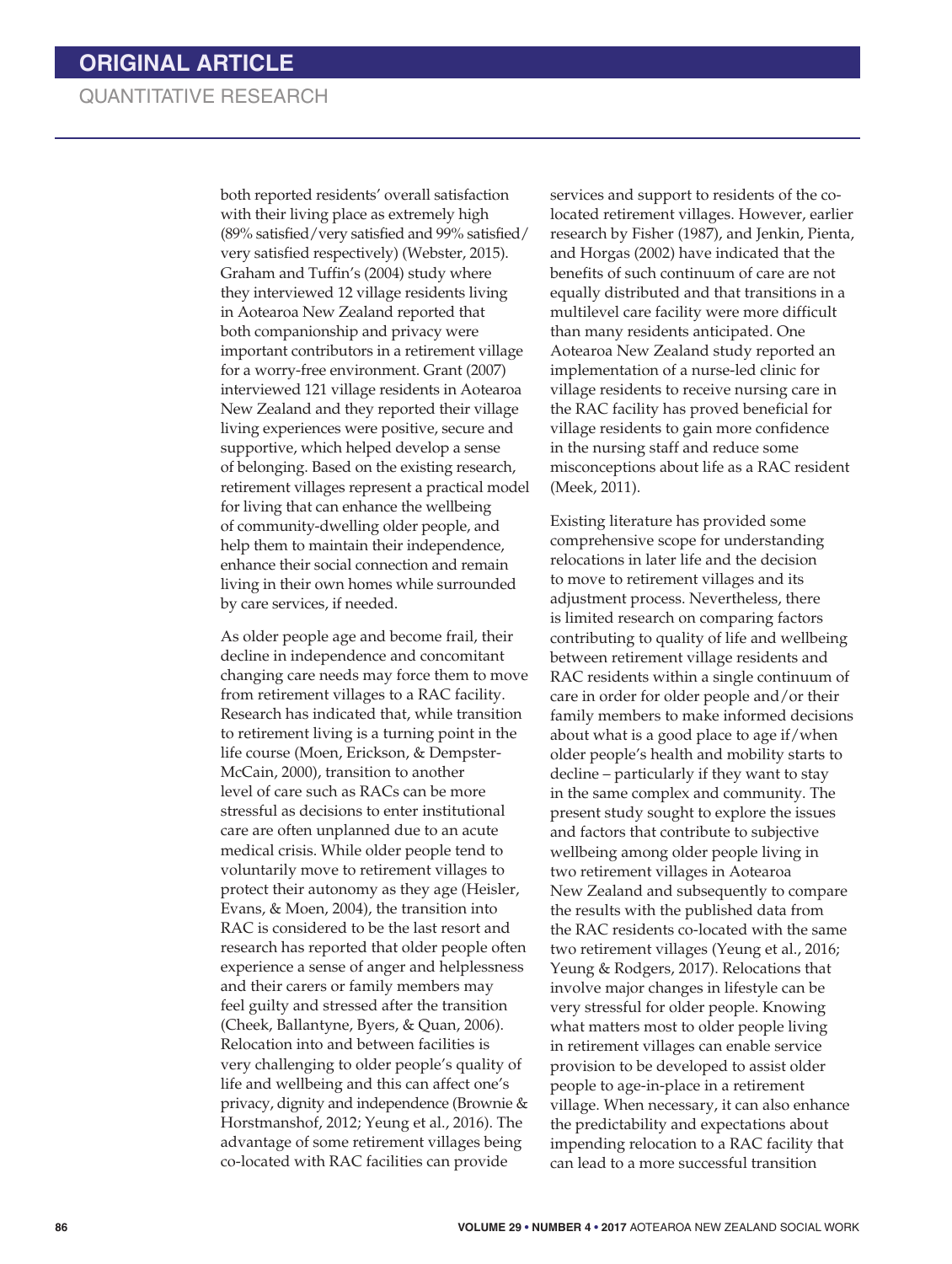both reported residents' overall satisfaction with their living place as extremely high (89% satisfied/very satisfied and 99% satisfied/very satisfied respectively) (Webster, 2015). Graham and Tuffin's (2004) study where they interviewed 12 village residents living in Aotearoa New Zealand reported that both companionship and privacy were important contributors in a retirement village for a worry-free environment. Grant (2007) interviewed 121 village residents in Aotearoa New Zealand and they reported their village living experiences were positive, secure and supportive, which helped develop a sense of belonging. Based on the existing research, retirement villages represent a practical model for living that can enhance the wellbeing of community-dwelling older people, and help them to maintain their independence, enhance their social connection and remain living in their own homes while surrounded by care services, if needed.

As older people age and become frail, their decline in independence and concomitant changing care needs may force them to move from retirement villages to a RAC facility. Research has indicated that, while transition to retirement living is a turning point in the life course (Moen, Erickson, & Dempster-McCain, 2000), transition to another level of care such as RACs can be more stressful as decisions to enter institutional care are often unplanned due to an acute medical crisis. While older people tend to voluntarily move to retirement villages to protect their autonomy as they age (Heisler, Evans, & Moen, 2004), the transition into RAC is considered to be the last resort and research has reported that older people often experience a sense of anger and helplessness and their carers or family members may feel guilty and stressed after the transition (Cheek, Ballantyne, Byers, & Quan, 2006). Relocation into and between facilities is very challenging to older people's quality of life and wellbeing and this can affect one's privacy, dignity and independence (Brownie & Horstmanshof, 2012; Yeung et al., 2016). The advantage of some retirement villages being co-located with RAC facilities can provide services and support to residents of the co-located retirement villages. However, earlier research by Fisher (1987), and Jenkin, Pienta, and Horgas (2002) have indicated that the benefits of such continuum of care are not equally distributed and that transitions in a multilevel care facility were more difficult than many residents anticipated. One Aotearoa New Zealand study reported an implementation of a nurse-led clinic for village residents to receive nursing care in the RAC facility has proved beneficial for village residents to gain more confidence in the nursing staff and reduce some misconceptions about life as a RAC resident (Meek, 2011).

Existing literature has provided some comprehensive scope for understanding relocations in later life and the decision to move to retirement villages and its adjustment process. Nevertheless, there is limited research on comparing factors contributing to quality of life and wellbeing between retirement village residents and RAC residents within a single continuum of care in order for older people and/or their family members to make informed decisions about what is a good place to age if/when older people's health and mobility starts to decline – particularly if they want to stay in the same complex and community. The present study sought to explore the issues and factors that contribute to subjective wellbeing among older people living in two retirement villages in Aotearoa New Zealand and subsequently to compare the results with the published data from the RAC residents co-located with the same two retirement villages (Yeung et al., 2016; Yeung & Rodgers, 2017). Relocations that involve major changes in lifestyle can be very stressful for older people. Knowing what matters most to older people living in retirement villages can enable service provision to be developed to assist older people to age-in-place in a retirement village. When necessary, it can also enhance the predictability and expectations about impending relocation to a RAC facility that can lead to a more successful transition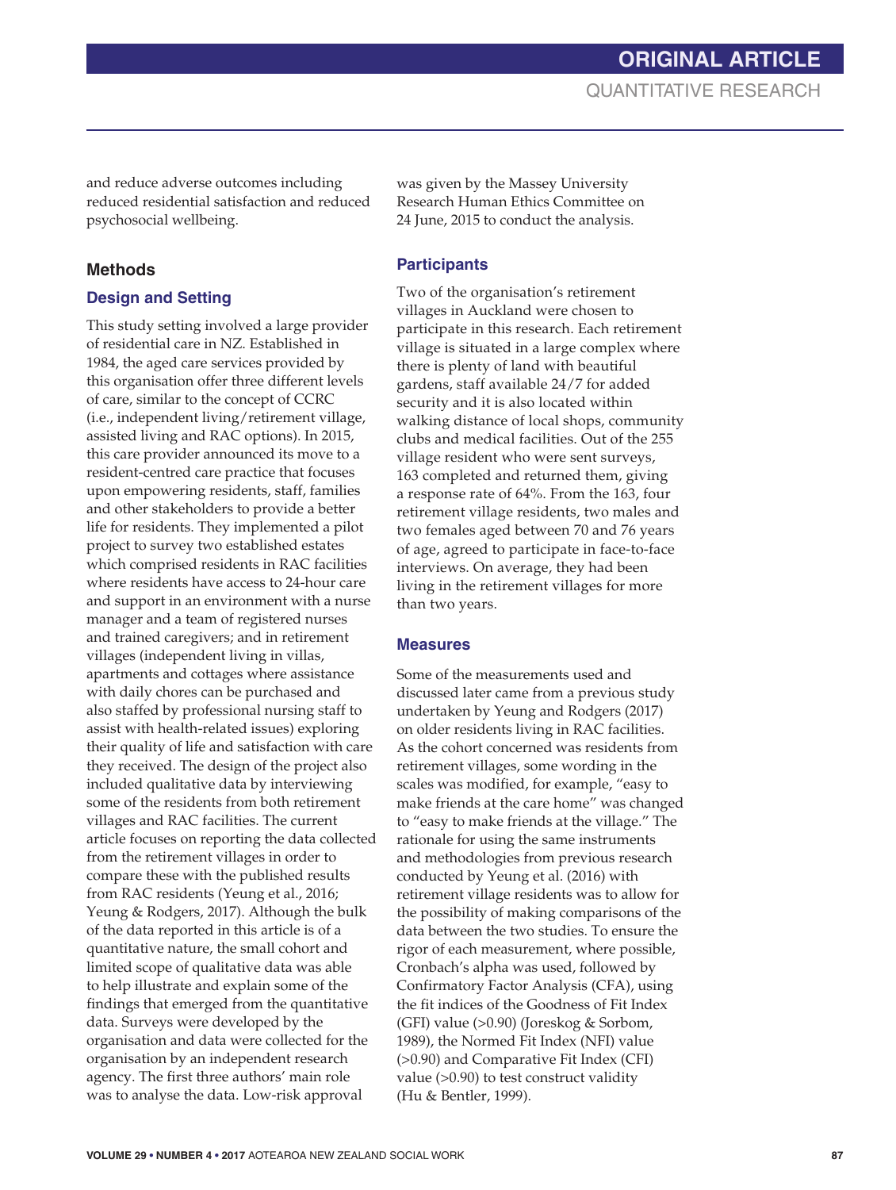and reduce adverse outcomes including reduced residential satisfaction and reduced psychosocial wellbeing.

## Methods

### Design and Setting

This study setting involved a large provider of residential care in NZ. Established in 1984, the aged care services provided by this organisation offer three different levels of care, similar to the concept of CCRC (i.e., independent living/retirement village, assisted living and RAC options). In 2015, this care provider announced its move to a resident-centred care practice that focuses upon empowering residents, staff, families and other stakeholders to provide a better life for residents. They implemented a pilot project to survey two established estates which comprised residents in RAC facilities where residents have access to 24-hour care and support in an environment with a nurse manager and a team of registered nurses and trained caregivers; and in retirement villages (independent living in villas, apartments and cottages where assistance with daily chores can be purchased and also staffed by professional nursing staff to assist with health-related issues) exploring their quality of life and satisfaction with care they received. The design of the project also included qualitative data by interviewing some of the residents from both retirement villages and RAC facilities. The current article focuses on reporting the data collected from the retirement villages in order to compare these with the published results from RAC residents (Yeung et al., 2016; Yeung & Rodgers, 2017). Although the bulk of the data reported in this article is of a quantitative nature, the small cohort and limited scope of qualitative data was able to help illustrate and explain some of the findings that emerged from the quantitative data. Surveys were developed by the organisation and data were collected for the organisation by an independent research agency. The first three authors' main role was to analyse the data. Low-risk approval was given by the Massey University Research Human Ethics Committee on 24 June, 2015 to conduct the analysis.

### Participants

Two of the organisation's retirement villages in Auckland were chosen to participate in this research. Each retirement village is situated in a large complex where there is plenty of land with beautiful gardens, staff available 24/7 for added security and it is also located within walking distance of local shops, community clubs and medical facilities. Out of the 255 village resident who were sent surveys, 163 completed and returned them, giving a response rate of 64%. From the 163, four retirement village residents, two males and two females aged between 70 and 76 years of age, agreed to participate in face-to-face interviews. On average, they had been living in the retirement villages for more than two years.

### Measures

Some of the measurements used and discussed later came from a previous study undertaken by Yeung and Rodgers (2017) on older residents living in RAC facilities. As the cohort concerned was residents from retirement villages, some wording in the scales was modified, for example, "easy to make friends at the care home" was changed to "easy to make friends at the village." The rationale for using the same instruments and methodologies from previous research conducted by Yeung et al. (2016) with retirement village residents was to allow for the possibility of making comparisons of the data between the two studies. To ensure the rigor of each measurement, where possible, Cronbach's alpha was used, followed by Confirmatory Factor Analysis (CFA), using the fit indices of the Goodness of Fit Index (GFI) value (>0.90) (Joreskog & Sorbom, 1989), the Normed Fit Index (NFI) value (>0.90) and Comparative Fit Index (CFI) value (>0.90) to test construct validity (Hu & Bentler, 1999).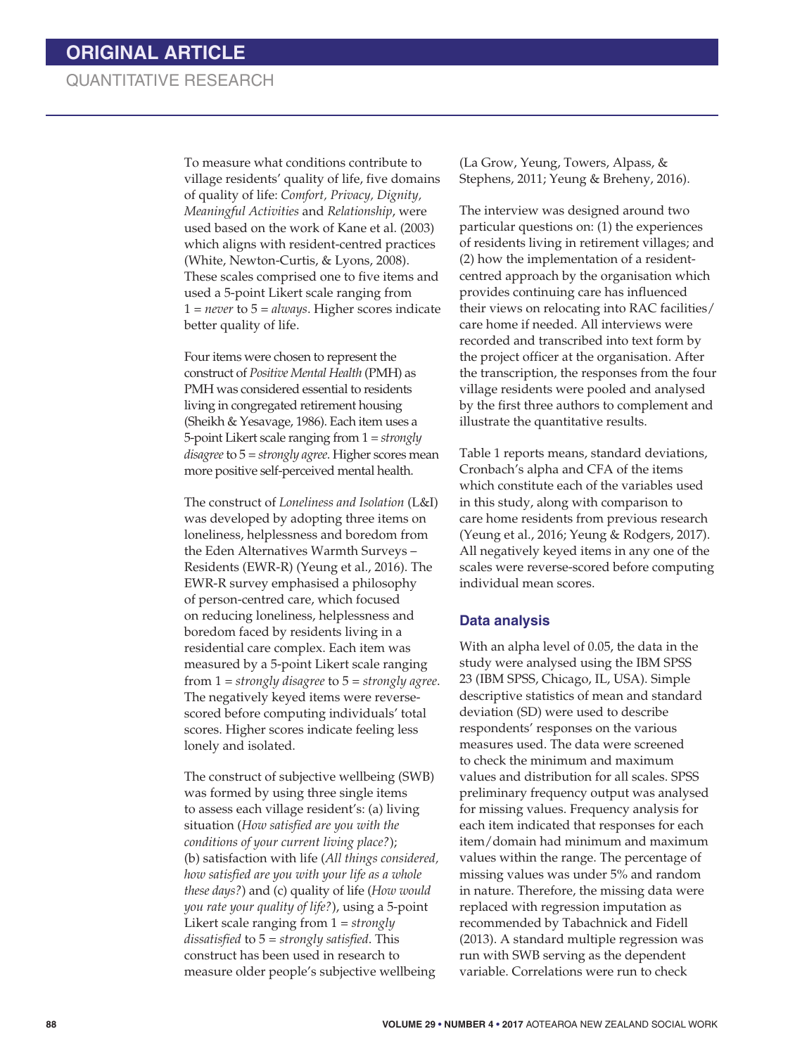To measure what conditions contribute to village residents' quality of life, five domains of quality of life: *Comfort, Privacy, Dignity, Meaningful Activities* and *Relationship*, were used based on the work of Kane et al. (2003) which aligns with resident-centred practices (White, Newton-Curtis, & Lyons, 2008). These scales comprised one to five items and used a 5-point Likert scale ranging from 1 = *never* to 5 = *always*. Higher scores indicate better quality of life.

Four items were chosen to represent the construct of *Positive Mental Health* (PMH) as PMH was considered essential to residents living in congregated retirement housing (Sheikh & Yesavage, 1986). Each item uses a 5-point Likert scale ranging from 1 = *strongly disagree* to 5 = *strongly agree*. Higher scores mean more positive self-perceived mental health.

The construct of *Loneliness and Isolation* (L&I) was developed by adopting three items on loneliness, helplessness and boredom from the Eden Alternatives Warmth Surveys – Residents (EWR-R) (Yeung et al., 2016). The EWR-R survey emphasised a philosophy of person-centred care, which focused on reducing loneliness, helplessness and boredom faced by residents living in a residential care complex. Each item was measured by a 5-point Likert scale ranging from 1 = *strongly disagree* to 5 = *strongly agree*. The negatively keyed items were reverse-scored before computing individuals' total scores. Higher scores indicate feeling less lonely and isolated.

The construct of subjective wellbeing (SWB) was formed by using three single items to assess each village resident's: (a) living situation (*How satisfied are you with the conditions of your current living place?*); (b) satisfaction with life (*All things considered, how satisfied are you with your life as a whole these days?*) and (c) quality of life (*How would you rate your quality of life?*), using a 5-point Likert scale ranging from 1 = *strongly dissatisfied* to 5 = *strongly satisfied*. This construct has been used in research to measure older people's subjective wellbeing (La Grow, Yeung, Towers, Alpass, & Stephens, 2011; Yeung & Breheny, 2016).

The interview was designed around two particular questions on: (1) the experiences of residents living in retirement villages; and (2) how the implementation of a resident-centred approach by the organisation which provides continuing care has influenced their views on relocating into RAC facilities/care home if needed. All interviews were recorded and transcribed into text form by the project officer at the organisation. After the transcription, the responses from the four village residents were pooled and analysed by the first three authors to complement and illustrate the quantitative results.

Table 1 reports means, standard deviations, Cronbach's alpha and CFA of the items which constitute each of the variables used in this study, along with comparison to care home residents from previous research (Yeung et al., 2016; Yeung & Rodgers, 2017). All negatively keyed items in any one of the scales were reverse-scored before computing individual mean scores.

### Data analysis

With an alpha level of 0.05, the data in the study were analysed using the IBM SPSS 23 (IBM SPSS, Chicago, IL, USA). Simple descriptive statistics of mean and standard deviation (SD) were used to describe respondents' responses on the various measures used. The data were screened to check the minimum and maximum values and distribution for all scales. SPSS preliminary frequency output was analysed for missing values. Frequency analysis for each item indicated that responses for each item/domain had minimum and maximum values within the range. The percentage of missing values was under 5% and random in nature. Therefore, the missing data were replaced with regression imputation as recommended by Tabachnick and Fidell (2013). A standard multiple regression was run with SWB serving as the dependent variable. Correlations were run to check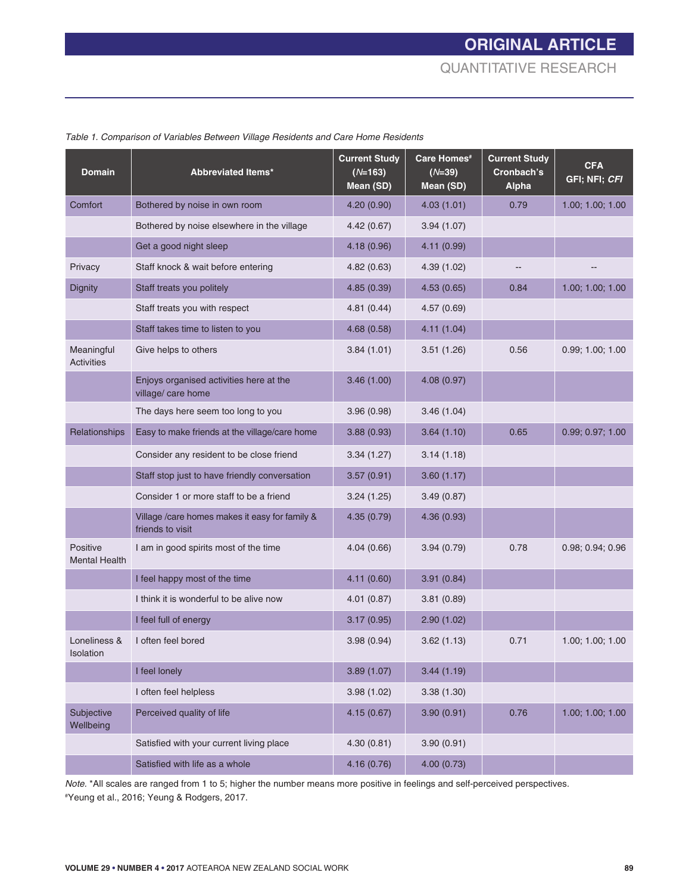*Table 1. Comparison of Variables Between Village Residents and Care Home Residents*

| Domain | Abbreviated Items* | Current Study (*N*=163) Mean (SD) | Care Homes[#] (*N*=39) Mean (SD) | Current Study Cronbach's Alpha | CFA GFI; NFI; *CFI* |
|---|---|---|---|---|---|
| Comfort | Bothered by noise in own room | 4.20 (0.90) | 4.03 (1.01) | 0.79 | 1.00; 1.00; 1.00 |
| | Bothered by noise elsewhere in the village | 4.42 (0.67) | 3.94 (1.07) | | |
| | Get a good night sleep | 4.18 (0.96) | 4.11 (0.99) | | |
| Privacy | Staff knock & wait before entering | 4.82 (0.63) | 4.39 (1.02) | -- | -- |
| Dignity | Staff treats you politely | 4.85 (0.39) | 4.53 (0.65) | 0.84 | 1.00; 1.00; 1.00 |
| | Staff treats you with respect | 4.81 (0.44) | 4.57 (0.69) | | |
| | Staff takes time to listen to you | 4.68 (0.58) | 4.11 (1.04) | | |
| Meaningful Activities | Give helps to others | 3.84 (1.01) | 3.51 (1.26) | 0.56 | 0.99; 1.00; 1.00 |
| | Enjoys organised activities here at the village/ care home | 3.46 (1.00) | 4.08 (0.97) | | |
| | The days here seem too long to you | 3.96 (0.98) | 3.46 (1.04) | | |
| Relationships | Easy to make friends at the village/care home | 3.88 (0.93) | 3.64 (1.10) | 0.65 | 0.99; 0.97; 1.00 |
| | Consider any resident to be close friend | 3.34 (1.27) | 3.14 (1.18) | | |
| | Staff stop just to have friendly conversation | 3.57 (0.91) | 3.60 (1.17) | | |
| | Consider 1 or more staff to be a friend | 3.24 (1.25) | 3.49 (0.87) | | |
| | Village /care homes makes it easy for family & friends to visit | 4.35 (0.79) | 4.36 (0.93) | | |
| Positive Mental Health | I am in good spirits most of the time | 4.04 (0.66) | 3.94 (0.79) | 0.78 | 0.98; 0.94; 0.96 |
| | I feel happy most of the time | 4.11 (0.60) | 3.91 (0.84) | | |
| | I think it is wonderful to be alive now | 4.01 (0.87) | 3.81 (0.89) | | |
| | I feel full of energy | 3.17 (0.95) | 2.90 (1.02) | | |
| Loneliness & Isolation | I often feel bored | 3.98 (0.94) | 3.62 (1.13) | 0.71 | 1.00; 1.00; 1.00 |
| | I feel lonely | 3.89 (1.07) | 3.44 (1.19) | | |
| | I often feel helpless | 3.98 (1.02) | 3.38 (1.30) | | |
| Subjective Wellbeing | Perceived quality of life | 4.15 (0.67) | 3.90 (0.91) | 0.76 | 1.00; 1.00; 1.00 |
| | Satisfied with your current living place | 4.30 (0.81) | 3.90 (0.91) | | |
| | Satisfied with life as a whole | 4.16 (0.76) | 4.00 (0.73) | | |

*Note.* *All scales are ranged from 1 to 5; higher the number means more positive in feelings and self-perceived perspectives.
[#]Yeung et al., 2016; Yeung & Rodgers, 2017.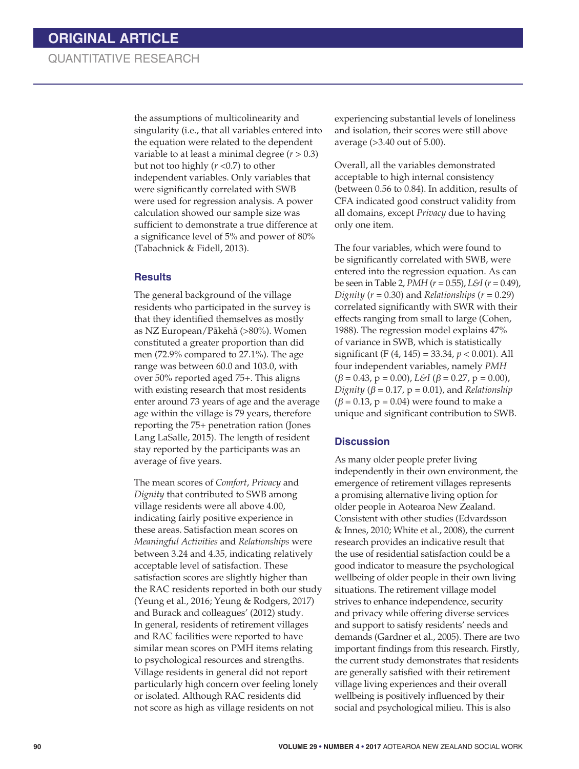the assumptions of multicolinearity and singularity (i.e., that all variables entered into the equation were related to the dependent variable to at least a minimal degree ($r > 0.3$) but not too highly ($r < 0.7$) to other independent variables. Only variables that were significantly correlated with SWB were used for regression analysis. A power calculation showed our sample size was sufficient to demonstrate a true difference at a significance level of 5% and power of 80% (Tabachnick & Fidell, 2013).

## Results

The general background of the village residents who participated in the survey is that they identified themselves as mostly as NZ European/Pākehā (>80%). Women constituted a greater proportion than did men (72.9% compared to 27.1%). The age range was between 60.0 and 103.0, with over 50% reported aged 75+. This aligns with existing research that most residents enter around 73 years of age and the average age within the village is 79 years, therefore reporting the 75+ penetration ration (Jones Lang LaSalle, 2015). The length of resident stay reported by the participants was an average of five years.

The mean scores of *Comfort*, *Privacy* and *Dignity* that contributed to SWB among village residents were all above 4.00, indicating fairly positive experience in these areas. Satisfaction mean scores on *Meaningful Activities* and *Relationships* were between 3.24 and 4.35, indicating relatively acceptable level of satisfaction. These satisfaction scores are slightly higher than the RAC residents reported in both our study (Yeung et al., 2016; Yeung & Rodgers, 2017) and Burack and colleagues' (2012) study. In general, residents of retirement villages and RAC facilities were reported to have similar mean scores on PMH items relating to psychological resources and strengths. Village residents in general did not report particularly high concern over feeling lonely or isolated. Although RAC residents did not score as high as village residents on not experiencing substantial levels of loneliness and isolation, their scores were still above average (>3.40 out of 5.00).

Overall, all the variables demonstrated acceptable to high internal consistency (between 0.56 to 0.84). In addition, results of CFA indicated good construct validity from all domains, except *Privacy* due to having only one item.

The four variables, which were found to be significantly correlated with SWB, were entered into the regression equation. As can be seen in Table 2, *PMH* ($r = 0.55$), *L&I* ($r = 0.49$), *Dignity* ($r = 0.30$) and *Relationships* ($r = 0.29$) correlated significantly with SWR with their effects ranging from small to large (Cohen, 1988). The regression model explains 47% of variance in SWB, which is statistically significant ($F\ (4, 145) = 33.34$, $p < 0.001$). All four independent variables, namely *PMH* ($\beta = 0.43$, p = 0.00), *L&I* ($\beta = 0.27$, p = 0.00), *Dignity* ($\beta = 0.17$, p = 0.01), and *Relationship* ($\beta = 0.13$, p = 0.04) were found to make a unique and significant contribution to SWB.

## Discussion

As many older people prefer living independently in their own environment, the emergence of retirement villages represents a promising alternative living option for older people in Aotearoa New Zealand. Consistent with other studies (Edvardsson & Innes, 2010; White et al., 2008), the current research provides an indicative result that the use of residential satisfaction could be a good indicator to measure the psychological wellbeing of older people in their own living situations. The retirement village model strives to enhance independence, security and privacy while offering diverse services and support to satisfy residents' needs and demands (Gardner et al., 2005). There are two important findings from this research. Firstly, the current study demonstrates that residents are generally satisfied with their retirement village living experiences and their overall wellbeing is positively influenced by their social and psychological milieu. This is also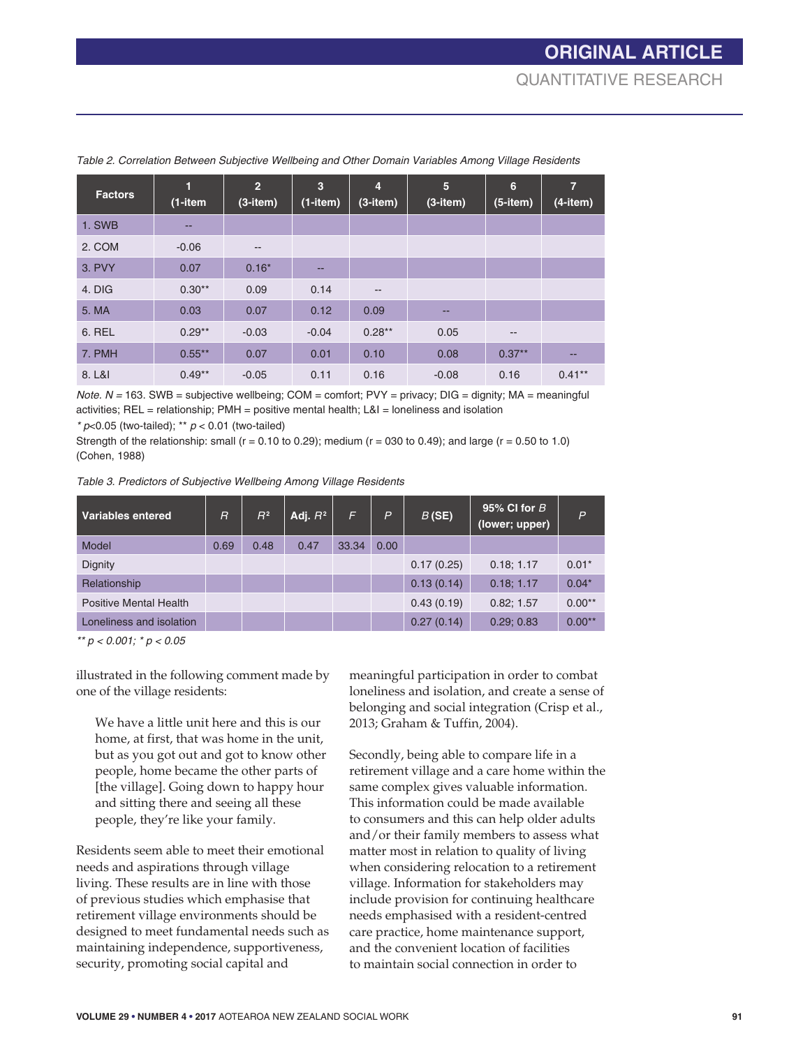*Table 2. Correlation Between Subjective Wellbeing and Other Domain Variables Among Village Residents*

| Factors | 1 (1-item | 2 (3-item) | 3 (1-item) | 4 (3-item) | 5 (3-item) | 6 (5-item) | 7 (4-item) |
|---|---|---|---|---|---|---|---|
| 1. SWB | -- | | | | | | |
| 2. COM | -0.06 | -- | | | | | |
| 3. PVY | 0.07 | 0.16* | -- | | | | |
| 4. DIG | 0.30** | 0.09 | 0.14 | -- | | | |
| 5. MA | 0.03 | 0.07 | 0.12 | 0.09 | -- | | |
| 6. REL | 0.29** | -0.03 | -0.04 | 0.28** | 0.05 | -- | |
| 7. PMH | 0.55** | 0.07 | 0.01 | 0.10 | 0.08 | 0.37** | -- |
| 8. L&I | 0.49** | -0.05 | 0.11 | 0.16 | -0.08 | 0.16 | 0.41** |

*Note.* $N$ = 163. SWB = subjective wellbeing; COM = comfort; PVY = privacy; DIG = dignity; MA = meaningful activities; REL = relationship; PMH = positive mental health; L&I = loneliness and isolation

* $p$<0.05 (two-tailed); ** $p$ < 0.01 (two-tailed)

Strength of the relationship: small (r = 0.10 to 0.29); medium (r = 030 to 0.49); and large (r = 0.50 to 1.0) (Cohen, 1988)

*Table 3. Predictors of Subjective Wellbeing Among Village Residents*

| Variables entered | $R$ | $R^2$ | Adj. $R^2$ | $F$ | $P$ | $B$ (SE) | 95% CI for $B$ (lower; upper) | $P$ |
|---|---|---|---|---|---|---|---|---|
| Model | 0.69 | 0.48 | 0.47 | 33.34 | 0.00 | | | |
| Dignity | | | | | | 0.17 (0.25) | 0.18; 1.17 | 0.01* |
| Relationship | | | | | | 0.13 (0.14) | 0.18; 1.17 | 0.04* |
| Positive Mental Health | | | | | | 0.43 (0.19) | 0.82; 1.57 | 0.00** |
| Loneliness and isolation | | | | | | 0.27 (0.14) | 0.29; 0.83 | 0.00** |

*** p < 0.001; * p < 0.05*

illustrated in the following comment made by one of the village residents:

> We have a little unit here and this is our home, at first, that was home in the unit, but as you got out and got to know other people, home became the other parts of [the village]. Going down to happy hour and sitting there and seeing all these people, they're like your family.

Residents seem able to meet their emotional needs and aspirations through village living. These results are in line with those of previous studies which emphasise that retirement village environments should be designed to meet fundamental needs such as maintaining independence, supportiveness, security, promoting social capital and meaningful participation in order to combat loneliness and isolation, and create a sense of belonging and social integration (Crisp et al., 2013; Graham & Tuffin, 2004).

Secondly, being able to compare life in a retirement village and a care home within the same complex gives valuable information. This information could be made available to consumers and this can help older adults and/or their family members to assess what matter most in relation to quality of living when considering relocation to a retirement village. Information for stakeholders may include provision for continuing healthcare needs emphasised with a resident-centred care practice, home maintenance support, and the convenient location of facilities to maintain social connection in order to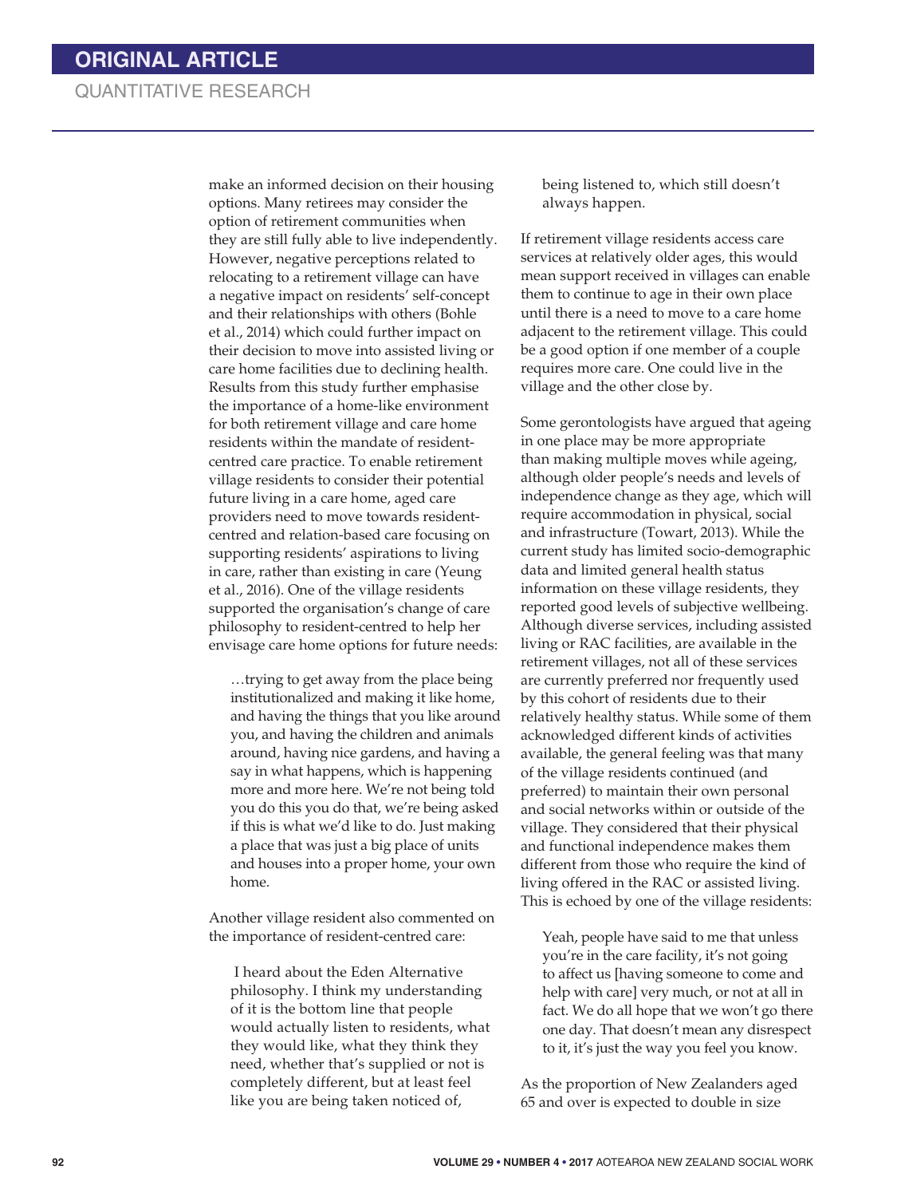make an informed decision on their housing options. Many retirees may consider the option of retirement communities when they are still fully able to live independently. However, negative perceptions related to relocating to a retirement village can have a negative impact on residents' self-concept and their relationships with others (Bohle et al., 2014) which could further impact on their decision to move into assisted living or care home facilities due to declining health. Results from this study further emphasise the importance of a home-like environment for both retirement village and care home residents within the mandate of resident-centred care practice. To enable retirement village residents to consider their potential future living in a care home, aged care providers need to move towards resident-centred and relation-based care focusing on supporting residents' aspirations to living in care, rather than existing in care (Yeung et al., 2016). One of the village residents supported the organisation's change of care philosophy to resident-centred to help her envisage care home options for future needs:

> …trying to get away from the place being institutionalized and making it like home, and having the things that you like around you, and having the children and animals around, having nice gardens, and having a say in what happens, which is happening more and more here. We're not being told you do this you do that, we're being asked if this is what we'd like to do. Just making a place that was just a big place of units and houses into a proper home, your own home.

Another village resident also commented on the importance of resident-centred care:

> I heard about the Eden Alternative philosophy. I think my understanding of it is the bottom line that people would actually listen to residents, what they would like, what they think they need, whether that's supplied or not is completely different, but at least feel like you are being taken noticed of, being listened to, which still doesn't always happen.

If retirement village residents access care services at relatively older ages, this would mean support received in villages can enable them to continue to age in their own place until there is a need to move to a care home adjacent to the retirement village. This could be a good option if one member of a couple requires more care. One could live in the village and the other close by.

Some gerontologists have argued that ageing in one place may be more appropriate than making multiple moves while ageing, although older people's needs and levels of independence change as they age, which will require accommodation in physical, social and infrastructure (Towart, 2013). While the current study has limited socio-demographic data and limited general health status information on these village residents, they reported good levels of subjective wellbeing. Although diverse services, including assisted living or RAC facilities, are available in the retirement villages, not all of these services are currently preferred nor frequently used by this cohort of residents due to their relatively healthy status. While some of them acknowledged different kinds of activities available, the general feeling was that many of the village residents continued (and preferred) to maintain their own personal and social networks within or outside of the village. They considered that their physical and functional independence makes them different from those who require the kind of living offered in the RAC or assisted living. This is echoed by one of the village residents:

> Yeah, people have said to me that unless you're in the care facility, it's not going to affect us [having someone to come and help with care] very much, or not at all in fact. We do all hope that we won't go there one day. That doesn't mean any disrespect to it, it's just the way you feel you know.

As the proportion of New Zealanders aged 65 and over is expected to double in size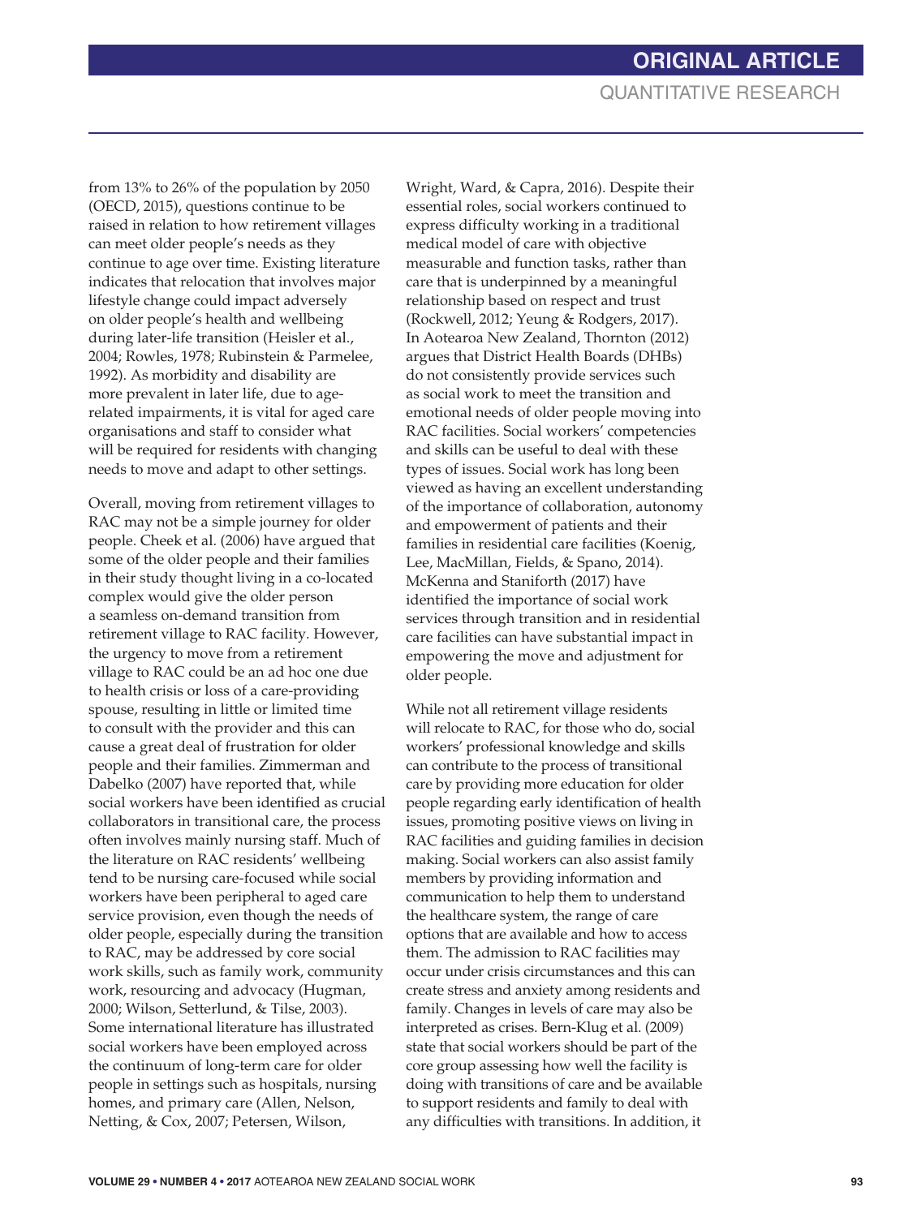from 13% to 26% of the population by 2050 (OECD, 2015), questions continue to be raised in relation to how retirement villages can meet older people's needs as they continue to age over time. Existing literature indicates that relocation that involves major lifestyle change could impact adversely on older people's health and wellbeing during later-life transition (Heisler et al., 2004; Rowles, 1978; Rubinstein & Parmelee, 1992). As morbidity and disability are more prevalent in later life, due to age-related impairments, it is vital for aged care organisations and staff to consider what will be required for residents with changing needs to move and adapt to other settings.

Overall, moving from retirement villages to RAC may not be a simple journey for older people. Cheek et al. (2006) have argued that some of the older people and their families in their study thought living in a co-located complex would give the older person a seamless on-demand transition from retirement village to RAC facility. However, the urgency to move from a retirement village to RAC could be an ad hoc one due to health crisis or loss of a care-providing spouse, resulting in little or limited time to consult with the provider and this can cause a great deal of frustration for older people and their families. Zimmerman and Dabelko (2007) have reported that, while social workers have been identified as crucial collaborators in transitional care, the process often involves mainly nursing staff. Much of the literature on RAC residents' wellbeing tend to be nursing care-focused while social workers have been peripheral to aged care service provision, even though the needs of older people, especially during the transition to RAC, may be addressed by core social work skills, such as family work, community work, resourcing and advocacy (Hugman, 2000; Wilson, Setterlund, & Tilse, 2003). Some international literature has illustrated social workers have been employed across the continuum of long-term care for older people in settings such as hospitals, nursing homes, and primary care (Allen, Nelson, Netting, & Cox, 2007; Petersen, Wilson, Wright, Ward, & Capra, 2016). Despite their essential roles, social workers continued to express difficulty working in a traditional medical model of care with objective measurable and function tasks, rather than care that is underpinned by a meaningful relationship based on respect and trust (Rockwell, 2012; Yeung & Rodgers, 2017). In Aotearoa New Zealand, Thornton (2012) argues that District Health Boards (DHBs) do not consistently provide services such as social work to meet the transition and emotional needs of older people moving into RAC facilities. Social workers' competencies and skills can be useful to deal with these types of issues. Social work has long been viewed as having an excellent understanding of the importance of collaboration, autonomy and empowerment of patients and their families in residential care facilities (Koenig, Lee, MacMillan, Fields, & Spano, 2014). McKenna and Staniforth (2017) have identified the importance of social work services through transition and in residential care facilities can have substantial impact in empowering the move and adjustment for older people.

While not all retirement village residents will relocate to RAC, for those who do, social workers' professional knowledge and skills can contribute to the process of transitional care by providing more education for older people regarding early identification of health issues, promoting positive views on living in RAC facilities and guiding families in decision making. Social workers can also assist family members by providing information and communication to help them to understand the healthcare system, the range of care options that are available and how to access them. The admission to RAC facilities may occur under crisis circumstances and this can create stress and anxiety among residents and family. Changes in levels of care may also be interpreted as crises. Bern-Klug et al. (2009) state that social workers should be part of the core group assessing how well the facility is doing with transitions of care and be available to support residents and family to deal with any difficulties with transitions. In addition, it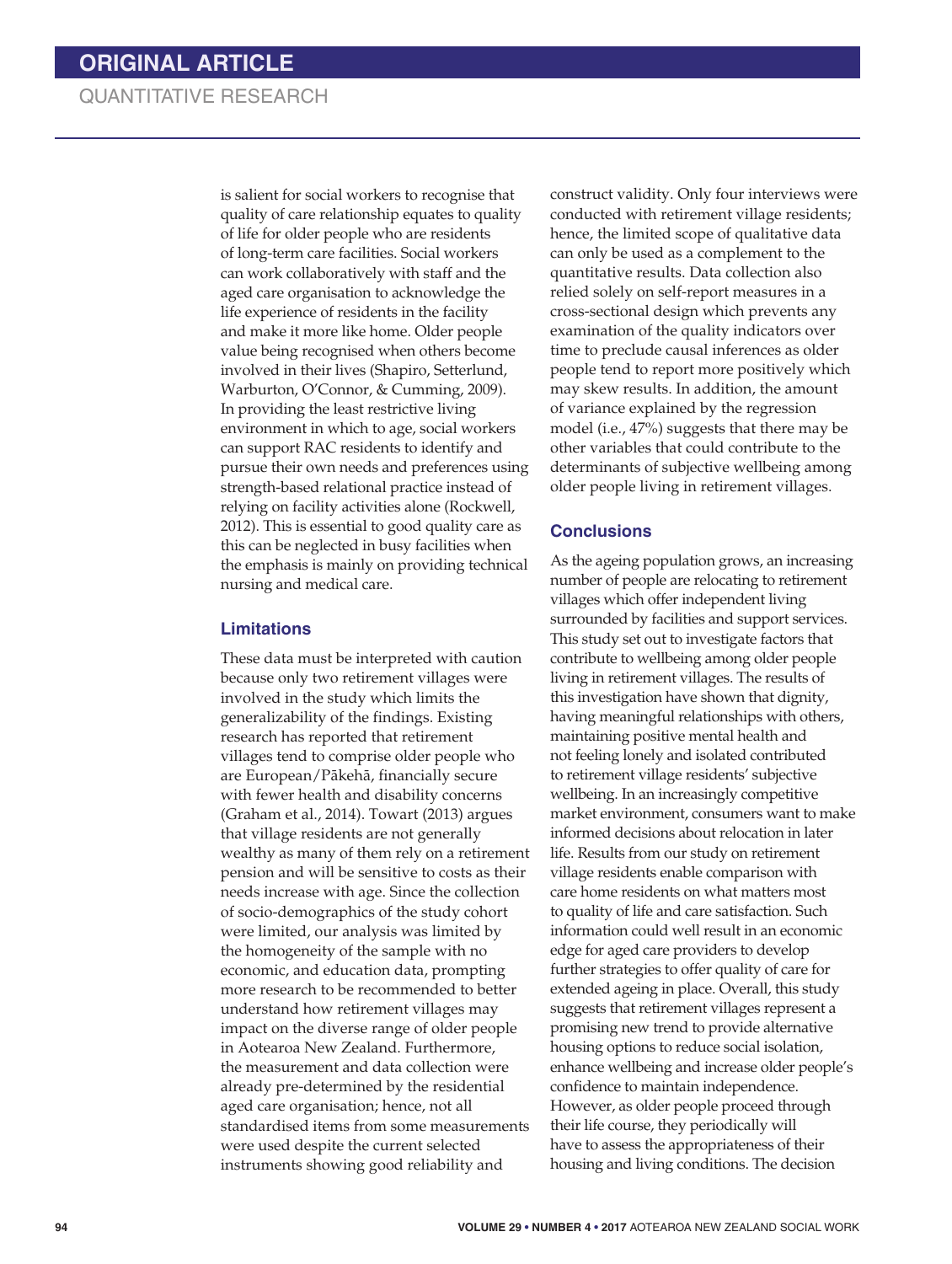is salient for social workers to recognise that quality of care relationship equates to quality of life for older people who are residents of long-term care facilities. Social workers can work collaboratively with staff and the aged care organisation to acknowledge the life experience of residents in the facility and make it more like home. Older people value being recognised when others become involved in their lives (Shapiro, Setterlund, Warburton, O'Connor, & Cumming, 2009). In providing the least restrictive living environment in which to age, social workers can support RAC residents to identify and pursue their own needs and preferences using strength-based relational practice instead of relying on facility activities alone (Rockwell, 2012). This is essential to good quality care as this can be neglected in busy facilities when the emphasis is mainly on providing technical nursing and medical care.

### Limitations

These data must be interpreted with caution because only two retirement villages were involved in the study which limits the generalizability of the findings. Existing research has reported that retirement villages tend to comprise older people who are European/Pākehā, financially secure with fewer health and disability concerns (Graham et al., 2014). Towart (2013) argues that village residents are not generally wealthy as many of them rely on a retirement pension and will be sensitive to costs as their needs increase with age. Since the collection of socio-demographics of the study cohort were limited, our analysis was limited by the homogeneity of the sample with no economic, and education data, prompting more research to be recommended to better understand how retirement villages may impact on the diverse range of older people in Aotearoa New Zealand. Furthermore, the measurement and data collection were already pre-determined by the residential aged care organisation; hence, not all standardised items from some measurements were used despite the current selected instruments showing good reliability and construct validity. Only four interviews were conducted with retirement village residents; hence, the limited scope of qualitative data can only be used as a complement to the quantitative results. Data collection also relied solely on self-report measures in a cross-sectional design which prevents any examination of the quality indicators over time to preclude causal inferences as older people tend to report more positively which may skew results. In addition, the amount of variance explained by the regression model (i.e., 47%) suggests that there may be other variables that could contribute to the determinants of subjective wellbeing among older people living in retirement villages.

### Conclusions

As the ageing population grows, an increasing number of people are relocating to retirement villages which offer independent living surrounded by facilities and support services. This study set out to investigate factors that contribute to wellbeing among older people living in retirement villages. The results of this investigation have shown that dignity, having meaningful relationships with others, maintaining positive mental health and not feeling lonely and isolated contributed to retirement village residents' subjective wellbeing. In an increasingly competitive market environment, consumers want to make informed decisions about relocation in later life. Results from our study on retirement village residents enable comparison with care home residents on what matters most to quality of life and care satisfaction. Such information could well result in an economic edge for aged care providers to develop further strategies to offer quality of care for extended ageing in place. Overall, this study suggests that retirement villages represent a promising new trend to provide alternative housing options to reduce social isolation, enhance wellbeing and increase older people's confidence to maintain independence. However, as older people proceed through their life course, they periodically will have to assess the appropriateness of their housing and living conditions. The decision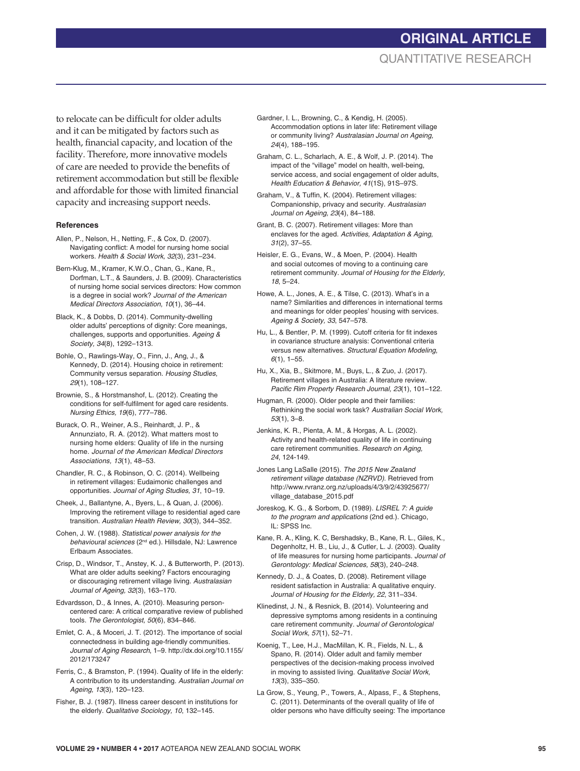to relocate can be difficult for older adults and it can be mitigated by factors such as health, financial capacity, and location of the facility. Therefore, more innovative models of care are needed to provide the benefits of retirement accommodation but still be flexible and affordable for those with limited financial capacity and increasing support needs.

### References

Allen, P., Nelson, H., Netting, F., & Cox, D. (2007). Navigating conflict: A model for nursing home social workers. *Health & Social Work, 32*(3), 231–234.

Bern-Klug, M., Kramer, K.W.O., Chan, G., Kane, R., Dorfman, L.T., & Saunders, J. B. (2009). Characteristics of nursing home social services directors: How common is a degree in social work? *Journal of the American Medical Directors Association, 10*(1), 36–44.

Black, K., & Dobbs, D. (2014). Community-dwelling older adults' perceptions of dignity: Core meanings, challenges, supports and opportunities. *Ageing & Society, 34*(8), 1292–1313.

Bohle, O., Rawlings-Way, O., Finn, J., Ang, J., & Kennedy, D. (2014). Housing choice in retirement: Community versus separation. *Housing Studies*, *29*(1), 108–127.

Brownie, S., & Horstmanshof, L. (2012). Creating the conditions for self-fulfilment for aged care residents. *Nursing Ethics, 19*(6), 777–786.

Burack, O. R., Weiner, A.S., Reinhardt, J. P., & Annunziato, R. A. (2012). What matters most to nursing home elders: Quality of life in the nursing home. *Journal of the American Medical Directors Associations, 13*(1), 48–53.

Chandler, R. C., & Robinson, O. C. (2014). Wellbeing in retirement villages: Eudaimonic challenges and opportunities. *Journal of Aging Studies, 31*, 10–19.

Cheek, J., Ballantyne, A., Byers, L., & Quan, J. (2006). Improving the retirement village to residential aged care transition. *Australian Health Review, 30*(3), 344–352.

Cohen, J. W. (1988). *Statistical power analysis for the behavioural sciences* (2nd ed.). Hillsdale, NJ: Lawrence Erlbaum Associates.

Crisp, D., Windsor, T., Anstey, K. J., & Butterworth, P. (2013). What are older adults seeking? Factors encouraging or discouraging retirement village living. *Australasian Journal of Ageing, 32*(3), 163–170.

Edvardsson, D., & Innes, A. (2010). Measuring person-centered care: A critical comparative review of published tools. *The Gerontologist, 50*(6), 834–846.

Emlet, C. A., & Moceri, J. T. (2012). The importance of social connectedness in building age-friendly communities. *Journal of Aging Research*, 1–9. http://dx.doi.org/10.1155/2012/173247

Ferris, C., & Bramston, P. (1994). Quality of life in the elderly: A contribution to its understanding. *Australian Journal on Ageing, 13*(3), 120–123.

Fisher, B. J. (1987). Illness career descent in institutions for the elderly. *Qualitative Sociology, 10*, 132–145.

Gardner, I. L., Browning, C., & Kendig, H. (2005). Accommodation options in later life: Retirement village or community living? *Australasian Journal on Ageing, 24*(4), 188–195.

Graham, C. L., Scharlach, A. E., & Wolf, J. P. (2014). The impact of the "village" model on health, well-being, service access, and social engagement of older adults, *Health Education & Behavior, 41*(1S), 91S–97S.

Graham, V., & Tuffin, K. (2004). Retirement villages: Companionship, privacy and security. *Australasian Journal on Ageing, 23*(4), 84–188.

Grant, B. C. (2007). Retirement villages: More than enclaves for the aged. *Activities, Adaptation & Aging, 31*(2), 37–55.

Heisler, E. G., Evans, W., & Moen, P. (2004). Health and social outcomes of moving to a continuing care retirement community. *Journal of Housing for the Elderly, 18*, 5–24.

Howe, A. L., Jones, A. E., & Tilse, C. (2013). What's in a name? Similarities and differences in international terms and meanings for older peoples' housing with services. *Ageing & Society, 33*, 547–578.

Hu, L., & Bentler, P. M. (1999). Cutoff criteria for fit indexes in covariance structure analysis: Conventional criteria versus new alternatives. *Structural Equation Modeling*, *6*(1), 1–55.

Hu, X., Xia, B., Skitmore, M., Buys, L., & Zuo, J. (2017). Retirement villages in Australia: A literature review. *Pacific Rim Property Research Journal, 23*(1), 101–122.

Hugman, R. (2000). Older people and their families: Rethinking the social work task? *Australian Social Work, 53*(1), 3–8.

Jenkins, K. R., Pienta, A. M., & Horgas, A. L. (2002). Activity and health-related quality of life in continuing care retirement communities. *Research on Aging, 24*, 124-149.

Jones Lang LaSalle (2015). *The 2015 New Zealand retirement village database (NZRVD)*. Retrieved from http://www.rvranz.org.nz/uploads/4/3/9/2/43925677/village_database_2015.pdf

Joreskog, K. G., & Sorbom, D. (1989). *LISREL 7: A guide to the program and applications* (2nd ed.). Chicago, IL: SPSS Inc.

Kane, R. A., Kling, K. C, Bershadsky, B., Kane, R. L., Giles, K., Degenholtz, H. B., Liu, J., & Cutler, L. J. (2003). Quality of life measures for nursing home participants. *Journal of Gerontology: Medical Sciences, 58*(3), 240–248.

Kennedy, D. J., & Coates, D. (2008). Retirement village resident satisfaction in Australia: A qualitative enquiry. *Journal of Housing for the Elderly, 22*, 311–334.

Klinedinst, J. N., & Resnick, B. (2014). Volunteering and depressive symptoms among residents in a continuing care retirement community. *Journal of Gerontological Social Work, 57*(1), 52–71.

Koenig, T., Lee, H.J., MacMillan, K. R., Fields, N. L., & Spano, R. (2014). Older adult and family member perspectives of the decision-making process involved in moving to assisted living. *Qualitative Social Work, 13*(3), 335–350.

La Grow, S., Yeung, P., Towers, A., Alpass, F., & Stephens, C. (2011). Determinants of the overall quality of life of older persons who have difficulty seeing: The importance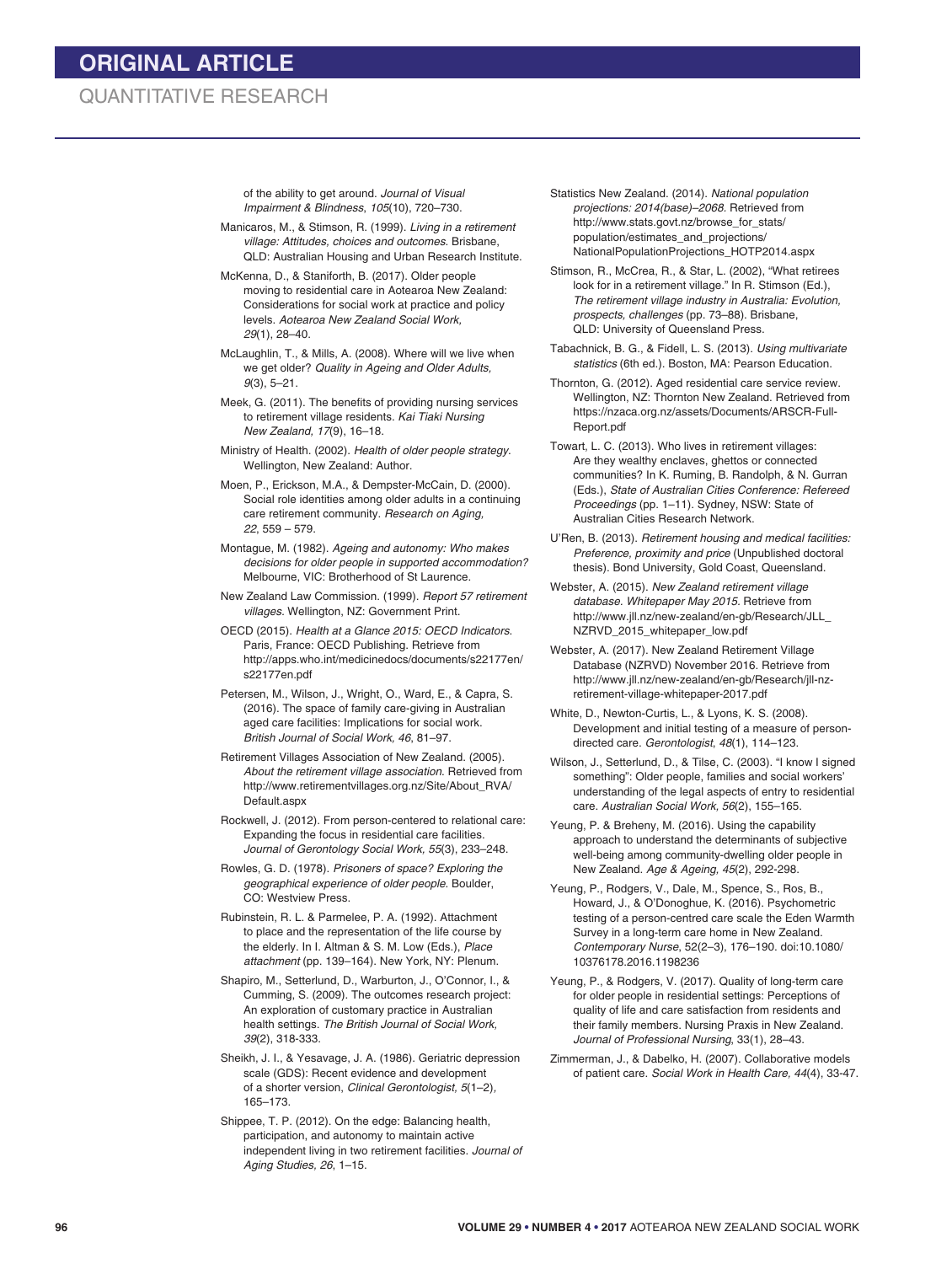of the ability to get around. *Journal of Visual Impairment & Blindness*, *105*(10), 720–730.

Manicaros, M., & Stimson, R. (1999). *Living in a retirement village: Attitudes, choices and outcomes.* Brisbane, QLD: Australian Housing and Urban Research Institute.

McKenna, D., & Staniforth, B. (2017). Older people moving to residential care in Aotearoa New Zealand: Considerations for social work at practice and policy levels. *Aotearoa New Zealand Social Work, 29*(1), 28–40.

McLaughlin, T., & Mills, A. (2008). Where will we live when we get older? *Quality in Ageing and Older Adults, 9*(3), 5–21.

Meek, G. (2011). The benefits of providing nursing services to retirement village residents. *Kai Tiaki Nursing New Zealand, 17*(9), 16–18.

Ministry of Health. (2002). *Health of older people strategy*. Wellington, New Zealand: Author.

Moen, P., Erickson, M.A., & Dempster-McCain, D. (2000). Social role identities among older adults in a continuing care retirement community. *Research on Aging, 22*, 559 – 579.

Montague, M. (1982). *Ageing and autonomy: Who makes decisions for older people in supported accommodation?* Melbourne, VIC: Brotherhood of St Laurence.

New Zealand Law Commission. (1999). *Report 57 retirement villages.* Wellington, NZ: Government Print.

OECD (2015). *Health at a Glance 2015: OECD Indicators*. Paris, France: OECD Publishing. Retrieve from http://apps.who.int/medicinedocs/documents/s22177en/s22177en.pdf

Petersen, M., Wilson, J., Wright, O., Ward, E., & Capra, S. (2016). The space of family care-giving in Australian aged care facilities: Implications for social work. *British Journal of Social Work, 46*, 81–97.

Retirement Villages Association of New Zealand. (2005). *About the retirement village association*. Retrieved from http://www.retirementvillages.org.nz/Site/About_RVA/Default.aspx

Rockwell, J. (2012). From person-centered to relational care: Expanding the focus in residential care facilities. *Journal of Gerontology Social Work, 55*(3), 233–248.

Rowles, G. D. (1978). *Prisoners of space? Exploring the geographical experience of older people.* Boulder, CO: Westview Press.

Rubinstein, R. L. & Parmelee, P. A. (1992). Attachment to place and the representation of the life course by the elderly. In I. Altman & S. M. Low (Eds.), *Place attachment* (pp. 139–164). New York, NY: Plenum.

Shapiro, M., Setterlund, D., Warburton, J., O'Connor, I., & Cumming, S. (2009). The outcomes research project: An exploration of customary practice in Australian health settings. *The British Journal of Social Work, 39*(2), 318-333.

Sheikh, J. I., & Yesavage, J. A. (1986). Geriatric depression scale (GDS): Recent evidence and development of a shorter version, *Clinical Gerontologist, 5*(1–2), 165–173.

Shippee, T. P. (2012). On the edge: Balancing health, participation, and autonomy to maintain active independent living in two retirement facilities. *Journal of Aging Studies, 26*, 1–15.

Statistics New Zealand. (2014). *National population projections: 2014(base)–2068.* Retrieved from http://www.stats.govt.nz/browse_for_stats/population/estimates_and_projections/NationalPopulationProjections_HOTP2014.aspx

Stimson, R., McCrea, R., & Star, L. (2002), "What retirees look for in a retirement village." In R. Stimson (Ed.), *The retirement village industry in Australia: Evolution, prospects, challenges* (pp. 73–88). Brisbane, QLD: University of Queensland Press.

Tabachnick, B. G., & Fidell, L. S. (2013). *Using multivariate statistics* (6th ed.). Boston, MA: Pearson Education.

Thornton, G. (2012). Aged residential care service review. Wellington, NZ: Thornton New Zealand. Retrieved from https://nzaca.org.nz/assets/Documents/ARSCR-Full-Report.pdf

Towart, L. C. (2013). Who lives in retirement villages: Are they wealthy enclaves, ghettos or connected communities? In K. Ruming, B. Randolph, & N. Gurran (Eds.), *State of Australian Cities Conference: Refereed Proceedings* (pp. 1–11). Sydney, NSW: State of Australian Cities Research Network.

U'Ren, B. (2013). *Retirement housing and medical facilities: Preference, proximity and price* (Unpublished doctoral thesis). Bond University, Gold Coast, Queensland.

Webster, A. (2015). *New Zealand retirement village database. Whitepaper May 2015.* Retrieve from http://www.jll.nz/new-zealand/en-gb/Research/JLL_NZRVD_2015_whitepaper_low.pdf

Webster, A. (2017). New Zealand Retirement Village Database (NZRVD) November 2016. Retrieve from http://www.jll.nz/new-zealand/en-gb/Research/jll-nz-retirement-village-whitepaper-2017.pdf

White, D., Newton-Curtis, L., & Lyons, K. S. (2008). Development and initial testing of a measure of person-directed care. *Gerontologist*, *48*(1), 114–123.

Wilson, J., Setterlund, D., & Tilse, C. (2003). "I know I signed something": Older people, families and social workers' understanding of the legal aspects of entry to residential care. *Australian Social Work, 56*(2), 155–165.

Yeung, P. & Breheny, M. (2016). Using the capability approach to understand the determinants of subjective well-being among community-dwelling older people in New Zealand. *Age & Ageing, 45*(2), 292-298.

Yeung, P., Rodgers, V., Dale, M., Spence, S., Ros, B., Howard, J., & O'Donoghue, K. (2016). Psychometric testing of a person-centred care scale the Eden Warmth Survey in a long-term care home in New Zealand. *Contemporary Nurse*, 52(2–3), 176–190. doi:10.1080/10376178.2016.1198236

Yeung, P., & Rodgers, V. (2017). Quality of long-term care for older people in residential settings: Perceptions of quality of life and care satisfaction from residents and their family members. Nursing Praxis in New Zealand. *Journal of Professional Nursing*, 33(1), 28–43.

Zimmerman, J., & Dabelko, H. (2007). Collaborative models of patient care. *Social Work in Health Care, 44*(4), 33-47.